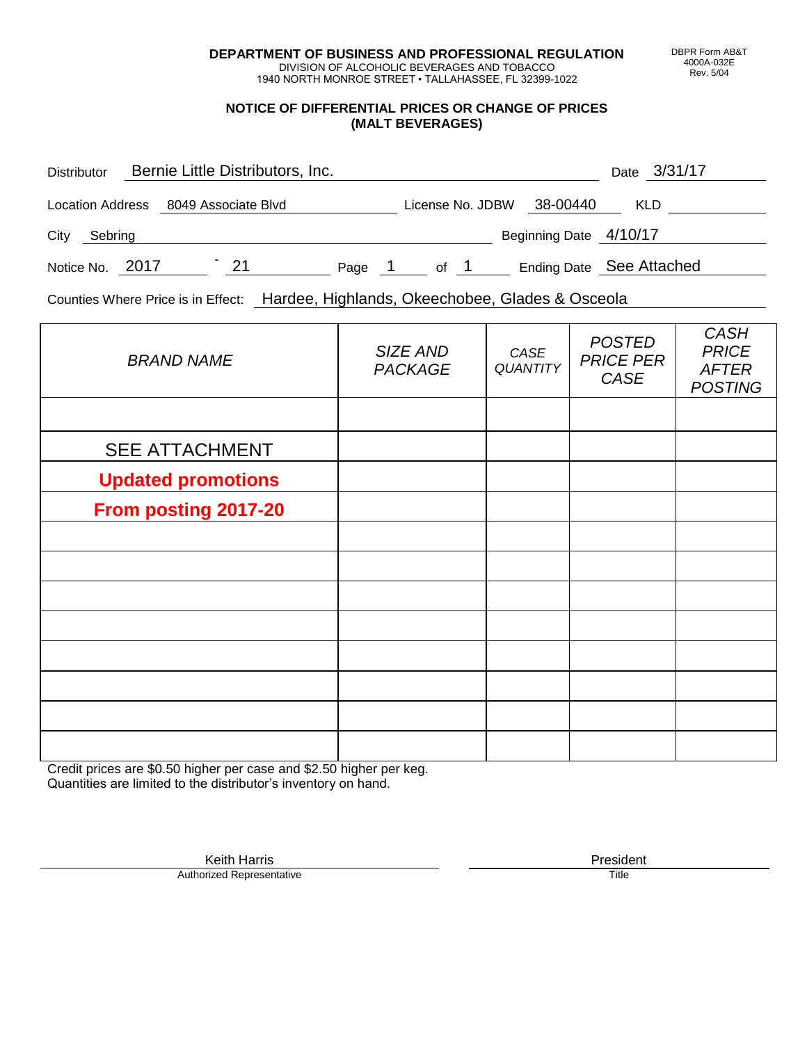DEPARTMENT OF BUSINESS AND PROFESSIONAL REGULATION
DIVISION OF ALCOHOLIC BEVERAGES AND TOBACCO
1940 NORTH MONROE STREET • TALLAHASSEE, FL 32399-1022

DBPR Form AB&T 4000A-032E Rev. 5/04

## NOTICE OF DIFFERENTIAL PRICES OR CHANGE OF PRICES (MALT BEVERAGES)

Distributor: Bernie Little Distributors, Inc. Date: 3/31/17

Location Address: 8049 Associate Blvd License No. JDBW 38-00440 KLD

City: Sebring Beginning Date: 4/10/17

Notice No. 2017 - 21 Page 1 of 1 Ending Date: See Attached

Counties Where Price is in Effect: Hardee, Highlands, Okeechobee, Glades & Osceola

| *BRAND NAME* | *SIZE AND PACKAGE* | *CASE QUANTITY* | *POSTED PRICE PER CASE* | *CASH PRICE AFTER POSTING* |
|---|---|---|---|---|
| | | | | |
| SEE ATTACHMENT | | | | |
| **Updated promotions** | | | | |
| **From posting 2017-20** | | | | |
| | | | | |
| | | | | |
| | | | | |
| | | | | |
| | | | | |
| | | | | |
| | | | | |
| | | | | |

Credit prices are $0.50 higher per case and $2.50 higher per keg.
Quantities are limited to the distributor's inventory on hand.

Keith Harris — Authorized Representative

President — Title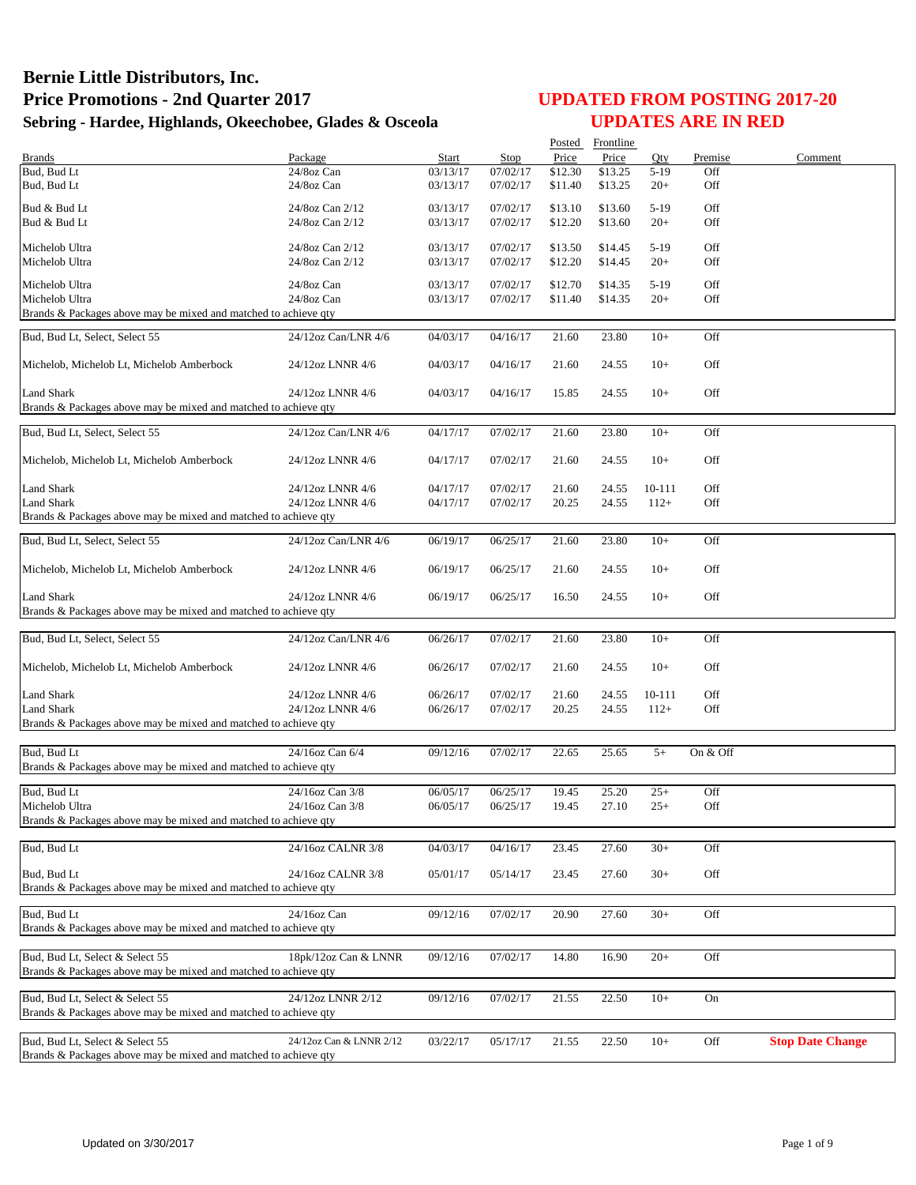# Bernie Little Distributors, Inc.
## Price Promotions - 2nd Quarter 2017
### Sebring - Hardee, Highlands, Okeechobee, Glades & Osceola

## UPDATED FROM POSTING 2017-20
## UPDATES ARE IN RED

| Brands | Package | Start | Stop | Posted Price | Frontline Price | Qty | Premise | Comment |
|---|---|---|---|---|---|---|---|---|
| Bud, Bud Lt | 24/8oz Can | 03/13/17 | 07/02/17 | $12.30 | $13.25 | 5-19 | Off | |
| Bud, Bud Lt | 24/8oz Can | 03/13/17 | 07/02/17 | $11.40 | $13.25 | 20+ | Off | |
| Bud & Bud Lt | 24/8oz Can 2/12 | 03/13/17 | 07/02/17 | $13.10 | $13.60 | 5-19 | Off | |
| Bud & Bud Lt | 24/8oz Can 2/12 | 03/13/17 | 07/02/17 | $12.20 | $13.60 | 20+ | Off | |
| Michelob Ultra | 24/8oz Can 2/12 | 03/13/17 | 07/02/17 | $13.50 | $14.45 | 5-19 | Off | |
| Michelob Ultra | 24/8oz Can 2/12 | 03/13/17 | 07/02/17 | $12.20 | $14.45 | 20+ | Off | |
| Michelob Ultra | 24/8oz Can | 03/13/17 | 07/02/17 | $12.70 | $14.35 | 5-19 | Off | |
| Michelob Ultra | 24/8oz Can | 03/13/17 | 07/02/17 | $11.40 | $14.35 | 20+ | Off | |
| Brands & Packages above may be mixed and matched to achieve qty | | | | | | | | |
| Bud, Bud Lt, Select, Select 55 | 24/12oz Can/LNR 4/6 | 04/03/17 | 04/16/17 | 21.60 | 23.80 | 10+ | Off | |
| Michelob, Michelob Lt, Michelob Amberbock | 24/12oz LNNR 4/6 | 04/03/17 | 04/16/17 | 21.60 | 24.55 | 10+ | Off | |
| Land Shark | 24/12oz LNNR 4/6 | 04/03/17 | 04/16/17 | 15.85 | 24.55 | 10+ | Off | |
| Brands & Packages above may be mixed and matched to achieve qty | | | | | | | | |
| Bud, Bud Lt, Select, Select 55 | 24/12oz Can/LNR 4/6 | 04/17/17 | 07/02/17 | 21.60 | 23.80 | 10+ | Off | |
| Michelob, Michelob Lt, Michelob Amberbock | 24/12oz LNNR 4/6 | 04/17/17 | 07/02/17 | 21.60 | 24.55 | 10+ | Off | |
| Land Shark | 24/12oz LNNR 4/6 | 04/17/17 | 07/02/17 | 21.60 | 24.55 | 10-111 | Off | |
| Land Shark | 24/12oz LNNR 4/6 | 04/17/17 | 07/02/17 | 20.25 | 24.55 | 112+ | Off | |
| Brands & Packages above may be mixed and matched to achieve qty | | | | | | | | |
| Bud, Bud Lt, Select, Select 55 | 24/12oz Can/LNR 4/6 | 06/19/17 | 06/25/17 | 21.60 | 23.80 | 10+ | Off | |
| Michelob, Michelob Lt, Michelob Amberbock | 24/12oz LNNR 4/6 | 06/19/17 | 06/25/17 | 21.60 | 24.55 | 10+ | Off | |
| Land Shark | 24/12oz LNNR 4/6 | 06/19/17 | 06/25/17 | 16.50 | 24.55 | 10+ | Off | |
| Brands & Packages above may be mixed and matched to achieve qty | | | | | | | | |
| Bud, Bud Lt, Select, Select 55 | 24/12oz Can/LNR 4/6 | 06/26/17 | 07/02/17 | 21.60 | 23.80 | 10+ | Off | |
| Michelob, Michelob Lt, Michelob Amberbock | 24/12oz LNNR 4/6 | 06/26/17 | 07/02/17 | 21.60 | 24.55 | 10+ | Off | |
| Land Shark | 24/12oz LNNR 4/6 | 06/26/17 | 07/02/17 | 21.60 | 24.55 | 10-111 | Off | |
| Land Shark | 24/12oz LNNR 4/6 | 06/26/17 | 07/02/17 | 20.25 | 24.55 | 112+ | Off | |
| Brands & Packages above may be mixed and matched to achieve qty | | | | | | | | |
| Bud, Bud Lt | 24/16oz Can 6/4 | 09/12/16 | 07/02/17 | 22.65 | 25.65 | 5+ | On & Off | |
| Brands & Packages above may be mixed and matched to achieve qty | | | | | | | | |
| Bud, Bud Lt | 24/16oz Can 3/8 | 06/05/17 | 06/25/17 | 19.45 | 25.20 | 25+ | Off | |
| Michelob Ultra | 24/16oz Can 3/8 | 06/05/17 | 06/25/17 | 19.45 | 27.10 | 25+ | Off | |
| Brands & Packages above may be mixed and matched to achieve qty | | | | | | | | |
| Bud, Bud Lt | 24/16oz CALNR 3/8 | 04/03/17 | 04/16/17 | 23.45 | 27.60 | 30+ | Off | |
| Bud, Bud Lt | 24/16oz CALNR 3/8 | 05/01/17 | 05/14/17 | 23.45 | 27.60 | 30+ | Off | |
| Brands & Packages above may be mixed and matched to achieve qty | | | | | | | | |
| Bud, Bud Lt | 24/16oz Can | 09/12/16 | 07/02/17 | 20.90 | 27.60 | 30+ | Off | |
| Brands & Packages above may be mixed and matched to achieve qty | | | | | | | | |
| Bud, Bud Lt, Select & Select 55 | 18pk/12oz Can & LNNR | 09/12/16 | 07/02/17 | 14.80 | 16.90 | 20+ | Off | |
| Brands & Packages above may be mixed and matched to achieve qty | | | | | | | | |
| Bud, Bud Lt, Select & Select 55 | 24/12oz LNNR 2/12 | 09/12/16 | 07/02/17 | 21.55 | 22.50 | 10+ | On | |
| Brands & Packages above may be mixed and matched to achieve qty | | | | | | | | |
| Bud, Bud Lt, Select & Select 55 | 24/12oz Can & LNNR 2/12 | 03/22/17 | 05/17/17 | 21.55 | 22.50 | 10+ | Off | **Stop Date Change** |
| Brands & Packages above may be mixed and matched to achieve qty | | | | | | | | |

Updated on 3/30/2017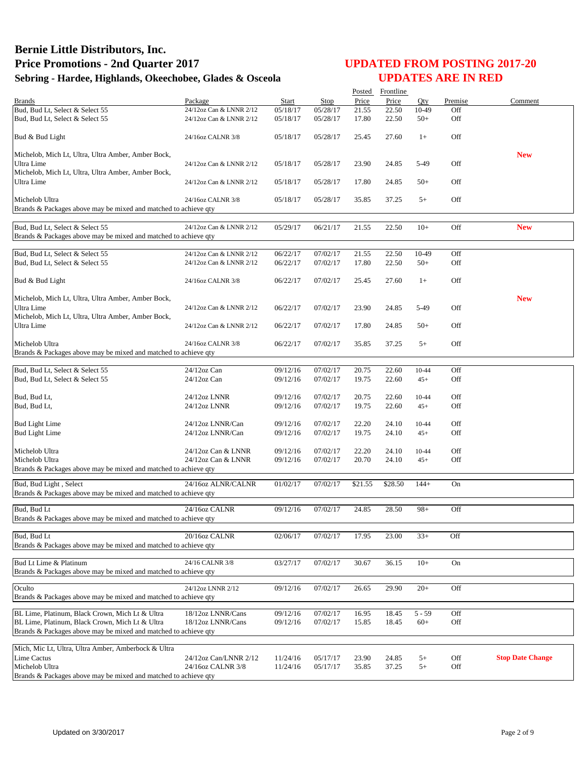# Bernie Little Distributors, Inc.
## Price Promotions - 2nd Quarter 2017
### Sebring - Hardee, Highlands, Okeechobee, Glades & Osceola

**UPDATED FROM POSTING 2017-20**
**UPDATES ARE IN RED**

| Brands | Package | Start | Stop | Posted Price | Frontline Price | Qty | Premise | Comment |
|---|---|---|---|---|---|---|---|---|
| Bud, Bud Lt, Select & Select 55 | 24/12oz Can & LNNR 2/12 | 05/18/17 | 05/28/17 | 21.55 | 22.50 | 10-49 | Off | |
| Bud, Bud Lt, Select & Select 55 | 24/12oz Can & LNNR 2/12 | 05/18/17 | 05/28/17 | 17.80 | 22.50 | 50+ | Off | |
| Bud & Bud Light | 24/16oz CALNR 3/8 | 05/18/17 | 05/28/17 | 25.45 | 27.60 | 1+ | Off | |
| Michelob, Mich Lt, Ultra, Ultra Amber, Amber Bock, Ultra Lime | 24/12oz Can & LNNR 2/12 | 05/18/17 | 05/28/17 | 23.90 | 24.85 | 5-49 | Off | **New** |
| Michelob, Mich Lt, Ultra, Ultra Amber, Amber Bock, Ultra Lime | 24/12oz Can & LNNR 2/12 | 05/18/17 | 05/28/17 | 17.80 | 24.85 | 50+ | Off | |
| Michelob Ultra | 24/16oz CALNR 3/8 | 05/18/17 | 05/28/17 | 35.85 | 37.25 | 5+ | Off | |
| Brands & Packages above may be mixed and matched to achieve qty | | | | | | | | |
| Bud, Bud Lt, Select & Select 55 | 24/12oz Can & LNNR 2/12 | 05/29/17 | 06/21/17 | 21.55 | 22.50 | 10+ | Off | **New** |
| Brands & Packages above may be mixed and matched to achieve qty | | | | | | | | |
| Bud, Bud Lt, Select & Select 55 | 24/12oz Can & LNNR 2/12 | 06/22/17 | 07/02/17 | 21.55 | 22.50 | 10-49 | Off | |
| Bud, Bud Lt, Select & Select 55 | 24/12oz Can & LNNR 2/12 | 06/22/17 | 07/02/17 | 17.80 | 22.50 | 50+ | Off | |
| Bud & Bud Light | 24/16oz CALNR 3/8 | 06/22/17 | 07/02/17 | 25.45 | 27.60 | 1+ | Off | |
| Michelob, Mich Lt, Ultra, Ultra Amber, Amber Bock, Ultra Lime | 24/12oz Can & LNNR 2/12 | 06/22/17 | 07/02/17 | 23.90 | 24.85 | 5-49 | Off | **New** |
| Michelob, Mich Lt, Ultra, Ultra Amber, Amber Bock, Ultra Lime | 24/12oz Can & LNNR 2/12 | 06/22/17 | 07/02/17 | 17.80 | 24.85 | 50+ | Off | |
| Michelob Ultra | 24/16oz CALNR 3/8 | 06/22/17 | 07/02/17 | 35.85 | 37.25 | 5+ | Off | |
| Brands & Packages above may be mixed and matched to achieve qty | | | | | | | | |
| Bud, Bud Lt, Select & Select 55 | 24/12oz Can | 09/12/16 | 07/02/17 | 20.75 | 22.60 | 10-44 | Off | |
| Bud, Bud Lt, Select & Select 55 | 24/12oz Can | 09/12/16 | 07/02/17 | 19.75 | 22.60 | 45+ | Off | |
| Bud, Bud Lt, | 24/12oz LNNR | 09/12/16 | 07/02/17 | 20.75 | 22.60 | 10-44 | Off | |
| Bud, Bud Lt, | 24/12oz LNNR | 09/12/16 | 07/02/17 | 19.75 | 22.60 | 45+ | Off | |
| Bud Light Lime | 24/12oz LNNR/Can | 09/12/16 | 07/02/17 | 22.20 | 24.10 | 10-44 | Off | |
| Bud Light Lime | 24/12oz LNNR/Can | 09/12/16 | 07/02/17 | 19.75 | 24.10 | 45+ | Off | |
| Michelob Ultra | 24/12oz Can & LNNR | 09/12/16 | 07/02/17 | 22.20 | 24.10 | 10-44 | Off | |
| Michelob Ultra | 24/12oz Can & LNNR | 09/12/16 | 07/02/17 | 20.70 | 24.10 | 45+ | Off | |
| Brands & Packages above may be mixed and matched to achieve qty | | | | | | | | |
| Bud, Bud Light , Select | 24/16oz ALNR/CALNR | 01/02/17 | 07/02/17 | $21.55 | $28.50 | 144+ | On | |
| Brands & Packages above may be mixed and matched to achieve qty | | | | | | | | |
| Bud, Bud Lt | 24/16oz CALNR | 09/12/16 | 07/02/17 | 24.85 | 28.50 | 98+ | Off | |
| Brands & Packages above may be mixed and matched to achieve qty | | | | | | | | |
| Bud, Bud Lt | 20/16oz CALNR | 02/06/17 | 07/02/17 | 17.95 | 23.00 | 33+ | Off | |
| Brands & Packages above may be mixed and matched to achieve qty | | | | | | | | |
| Bud Lt Lime & Platinum | 24/16 CALNR 3/8 | 03/27/17 | 07/02/17 | 30.67 | 36.15 | 10+ | On | |
| Brands & Packages above may be mixed and matched to achieve qty | | | | | | | | |
| Oculto | 24/12oz LNNR 2/12 | 09/12/16 | 07/02/17 | 26.65 | 29.90 | 20+ | Off | |
| Brands & Packages above may be mixed and matched to achieve qty | | | | | | | | |
| BL Lime, Platinum, Black Crown, Mich Lt & Ultra | 18/12oz LNNR/Cans | 09/12/16 | 07/02/17 | 16.95 | 18.45 | 5 - 59 | Off | |
| BL Lime, Platinum, Black Crown, Mich Lt & Ultra | 18/12oz LNNR/Cans | 09/12/16 | 07/02/17 | 15.85 | 18.45 | 60+ | Off | |
| Brands & Packages above may be mixed and matched to achieve qty | | | | | | | | |
| Mich, Mic Lt, Ultra, Ultra Amber, Amberbock & Ultra Lime Cactus | 24/12oz Can/LNNR 2/12 | 11/24/16 | 05/17/17 | 23.90 | 24.85 | 5+ | Off | **Stop Date Change** |
| Michelob Ultra | 24/16oz CALNR 3/8 | 11/24/16 | 05/17/17 | 35.85 | 37.25 | 5+ | Off | |
| Brands & Packages above may be mixed and matched to achieve qty | | | | | | | | |

Updated on 3/30/2017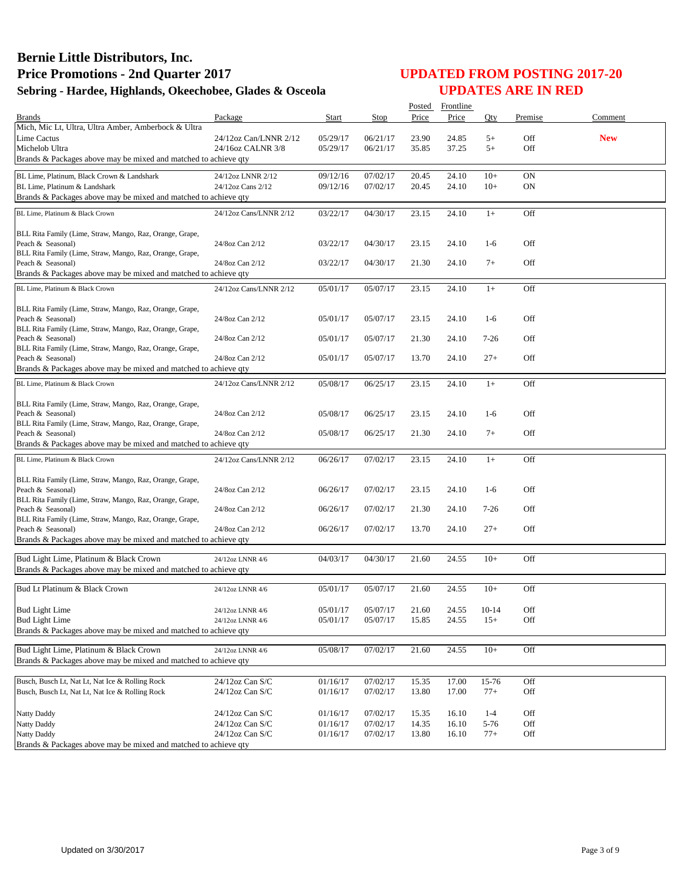# Bernie Little Distributors, Inc.
# Price Promotions - 2nd Quarter 2017
## Sebring - Hardee, Highlands, Okeechobee, Glades & Osceola

## UPDATED FROM POSTING 2017-20
## UPDATES ARE IN RED

| Brands | Package | Start | Stop | Posted Price | Frontline Price | Qty | Premise | Comment |
|---|---|---|---|---|---|---|---|---|
| Mich, Mic Lt, Ultra, Ultra Amber, Amberbock & Ultra | | | | | | | | |
| Lime Cactus | 24/12oz Can/LNNR 2/12 | 05/29/17 | 06/21/17 | 23.90 | 24.85 | 5+ | Off | **New** |
| Michelob Ultra | 24/16oz CALNR 3/8 | 05/29/17 | 06/21/17 | 35.85 | 37.25 | 5+ | Off | |
| Brands & Packages above may be mixed and matched to achieve qty | | | | | | | | |
| BL Lime, Platinum, Black Crown & Landshark | 24/12oz LNNR 2/12 | 09/12/16 | 07/02/17 | 20.45 | 24.10 | 10+ | ON | |
| BL Lime, Platinum & Landshark | 24/12oz Cans 2/12 | 09/12/16 | 07/02/17 | 20.45 | 24.10 | 10+ | ON | |
| Brands & Packages above may be mixed and matched to achieve qty | | | | | | | | |
| BL Lime, Platinum & Black Crown | 24/12oz Cans/LNNR 2/12 | 03/22/17 | 04/30/17 | 23.15 | 24.10 | 1+ | Off | |
| BLL Rita Family (Lime, Straw, Mango, Raz, Orange, Grape, Peach & Seasonal) | 24/8oz Can 2/12 | 03/22/17 | 04/30/17 | 23.15 | 24.10 | 1-6 | Off | |
| BLL Rita Family (Lime, Straw, Mango, Raz, Orange, Grape, Peach & Seasonal) | 24/8oz Can 2/12 | 03/22/17 | 04/30/17 | 21.30 | 24.10 | 7+ | Off | |
| Brands & Packages above may be mixed and matched to achieve qty | | | | | | | | |
| BL Lime, Platinum & Black Crown | 24/12oz Cans/LNNR 2/12 | 05/01/17 | 05/07/17 | 23.15 | 24.10 | 1+ | Off | |
| BLL Rita Family (Lime, Straw, Mango, Raz, Orange, Grape, Peach & Seasonal) | 24/8oz Can 2/12 | 05/01/17 | 05/07/17 | 23.15 | 24.10 | 1-6 | Off | |
| BLL Rita Family (Lime, Straw, Mango, Raz, Orange, Grape, Peach & Seasonal) | 24/8oz Can 2/12 | 05/01/17 | 05/07/17 | 21.30 | 24.10 | 7-26 | Off | |
| BLL Rita Family (Lime, Straw, Mango, Raz, Orange, Grape, Peach & Seasonal) | 24/8oz Can 2/12 | 05/01/17 | 05/07/17 | 13.70 | 24.10 | 27+ | Off | |
| Brands & Packages above may be mixed and matched to achieve qty | | | | | | | | |
| BL Lime, Platinum & Black Crown | 24/12oz Cans/LNNR 2/12 | 05/08/17 | 06/25/17 | 23.15 | 24.10 | 1+ | Off | |
| BLL Rita Family (Lime, Straw, Mango, Raz, Orange, Grape, Peach & Seasonal) | 24/8oz Can 2/12 | 05/08/17 | 06/25/17 | 23.15 | 24.10 | 1-6 | Off | |
| BLL Rita Family (Lime, Straw, Mango, Raz, Orange, Grape, Peach & Seasonal) | 24/8oz Can 2/12 | 05/08/17 | 06/25/17 | 21.30 | 24.10 | 7+ | Off | |
| Brands & Packages above may be mixed and matched to achieve qty | | | | | | | | |
| BL Lime, Platinum & Black Crown | 24/12oz Cans/LNNR 2/12 | 06/26/17 | 07/02/17 | 23.15 | 24.10 | 1+ | Off | |
| BLL Rita Family (Lime, Straw, Mango, Raz, Orange, Grape, Peach & Seasonal) | 24/8oz Can 2/12 | 06/26/17 | 07/02/17 | 23.15 | 24.10 | 1-6 | Off | |
| BLL Rita Family (Lime, Straw, Mango, Raz, Orange, Grape, Peach & Seasonal) | 24/8oz Can 2/12 | 06/26/17 | 07/02/17 | 21.30 | 24.10 | 7-26 | Off | |
| BLL Rita Family (Lime, Straw, Mango, Raz, Orange, Grape, Peach & Seasonal) | 24/8oz Can 2/12 | 06/26/17 | 07/02/17 | 13.70 | 24.10 | 27+ | Off | |
| Brands & Packages above may be mixed and matched to achieve qty | | | | | | | | |
| Bud Light Lime, Platinum & Black Crown | 24/12oz LNNR 4/6 | 04/03/17 | 04/30/17 | 21.60 | 24.55 | 10+ | Off | |
| Brands & Packages above may be mixed and matched to achieve qty | | | | | | | | |
| Bud Lt Platinum & Black Crown | 24/12oz LNNR 4/6 | 05/01/17 | 05/07/17 | 21.60 | 24.55 | 10+ | Off | |
| Bud Light Lime | 24/12oz LNNR 4/6 | 05/01/17 | 05/07/17 | 21.60 | 24.55 | 10-14 | Off | |
| Bud Light Lime | 24/12oz LNNR 4/6 | 05/01/17 | 05/07/17 | 15.85 | 24.55 | 15+ | Off | |
| Brands & Packages above may be mixed and matched to achieve qty | | | | | | | | |
| Bud Light Lime, Platinum & Black Crown | 24/12oz LNNR 4/6 | 05/08/17 | 07/02/17 | 21.60 | 24.55 | 10+ | Off | |
| Brands & Packages above may be mixed and matched to achieve qty | | | | | | | | |
| Busch, Busch Lt, Nat Lt, Nat Ice & Rolling Rock | 24/12oz Can S/C | 01/16/17 | 07/02/17 | 15.35 | 17.00 | 15-76 | Off | |
| Busch, Busch Lt, Nat Lt, Nat Ice & Rolling Rock | 24/12oz Can S/C | 01/16/17 | 07/02/17 | 13.80 | 17.00 | 77+ | Off | |
| Natty Daddy | 24/12oz Can S/C | 01/16/17 | 07/02/17 | 15.35 | 16.10 | 1-4 | Off | |
| Natty Daddy | 24/12oz Can S/C | 01/16/17 | 07/02/17 | 14.35 | 16.10 | 5-76 | Off | |
| Natty Daddy | 24/12oz Can S/C | 01/16/17 | 07/02/17 | 13.80 | 16.10 | 77+ | Off | |
| Brands & Packages above may be mixed and matched to achieve qty | | | | | | | | |

Updated on 3/30/2017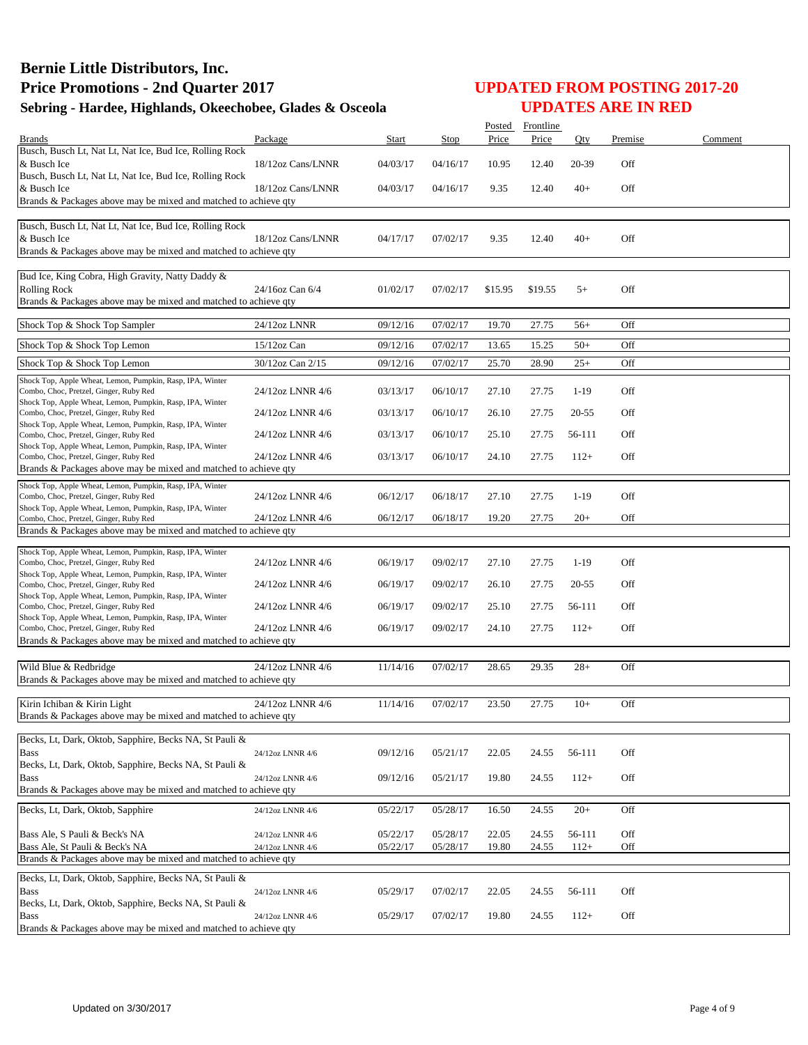# Bernie Little Distributors, Inc.
# Price Promotions - 2nd Quarter 2017
## Sebring - Hardee, Highlands, Okeechobee, Glades & Osceola

## UPDATED FROM POSTING 2017-20
## UPDATES ARE IN RED

| Brands | Package | Start | Stop | Posted Price | Frontline Price | Qty | Premise | Comment |
|---|---|---|---|---|---|---|---|---|
| Busch, Busch Lt, Nat Lt, Nat Ice, Bud Ice, Rolling Rock & Busch Ice | 18/12oz Cans/LNNR | 04/03/17 | 04/16/17 | 10.95 | 12.40 | 20-39 | Off | |
| Busch, Busch Lt, Nat Lt, Nat Ice, Bud Ice, Rolling Rock & Busch Ice | 18/12oz Cans/LNNR | 04/03/17 | 04/16/17 | 9.35 | 12.40 | 40+ | Off | |
| Brands & Packages above may be mixed and matched to achieve qty | | | | | | | | |
| Busch, Busch Lt, Nat Lt, Nat Ice, Bud Ice, Rolling Rock & Busch Ice | 18/12oz Cans/LNNR | 04/17/17 | 07/02/17 | 9.35 | 12.40 | 40+ | Off | |
| Brands & Packages above may be mixed and matched to achieve qty | | | | | | | | |
| Bud Ice, King Cobra, High Gravity, Natty Daddy & Rolling Rock | 24/16oz Can 6/4 | 01/02/17 | 07/02/17 | $15.95 | $19.55 | 5+ | Off | |
| Brands & Packages above may be mixed and matched to achieve qty | | | | | | | | |
| Shock Top & Shock Top Sampler | 24/12oz LNNR | 09/12/16 | 07/02/17 | 19.70 | 27.75 | 56+ | Off | |
| Shock Top & Shock Top Lemon | 15/12oz Can | 09/12/16 | 07/02/17 | 13.65 | 15.25 | 50+ | Off | |
| Shock Top & Shock Top Lemon | 30/12oz Can 2/15 | 09/12/16 | 07/02/17 | 25.70 | 28.90 | 25+ | Off | |
| Shock Top, Apple Wheat, Lemon, Pumpkin, Rasp, IPA, Winter Combo, Choc, Pretzel, Ginger, Ruby Red | 24/12oz LNNR 4/6 | 03/13/17 | 06/10/17 | 27.10 | 27.75 | 1-19 | Off | |
| Shock Top, Apple Wheat, Lemon, Pumpkin, Rasp, IPA, Winter Combo, Choc, Pretzel, Ginger, Ruby Red | 24/12oz LNNR 4/6 | 03/13/17 | 06/10/17 | 26.10 | 27.75 | 20-55 | Off | |
| Shock Top, Apple Wheat, Lemon, Pumpkin, Rasp, IPA, Winter Combo, Choc, Pretzel, Ginger, Ruby Red | 24/12oz LNNR 4/6 | 03/13/17 | 06/10/17 | 25.10 | 27.75 | 56-111 | Off | |
| Shock Top, Apple Wheat, Lemon, Pumpkin, Rasp, IPA, Winter Combo, Choc, Pretzel, Ginger, Ruby Red | 24/12oz LNNR 4/6 | 03/13/17 | 06/10/17 | 24.10 | 27.75 | 112+ | Off | |
| Brands & Packages above may be mixed and matched to achieve qty | | | | | | | | |
| Shock Top, Apple Wheat, Lemon, Pumpkin, Rasp, IPA, Winter Combo, Choc, Pretzel, Ginger, Ruby Red | 24/12oz LNNR 4/6 | 06/12/17 | 06/18/17 | 27.10 | 27.75 | 1-19 | Off | |
| Shock Top, Apple Wheat, Lemon, Pumpkin, Rasp, IPA, Winter Combo, Choc, Pretzel, Ginger, Ruby Red | 24/12oz LNNR 4/6 | 06/12/17 | 06/18/17 | 19.20 | 27.75 | 20+ | Off | |
| Brands & Packages above may be mixed and matched to achieve qty | | | | | | | | |
| Shock Top, Apple Wheat, Lemon, Pumpkin, Rasp, IPA, Winter Combo, Choc, Pretzel, Ginger, Ruby Red | 24/12oz LNNR 4/6 | 06/19/17 | 09/02/17 | 27.10 | 27.75 | 1-19 | Off | |
| Shock Top, Apple Wheat, Lemon, Pumpkin, Rasp, IPA, Winter Combo, Choc, Pretzel, Ginger, Ruby Red | 24/12oz LNNR 4/6 | 06/19/17 | 09/02/17 | 26.10 | 27.75 | 20-55 | Off | |
| Shock Top, Apple Wheat, Lemon, Pumpkin, Rasp, IPA, Winter Combo, Choc, Pretzel, Ginger, Ruby Red | 24/12oz LNNR 4/6 | 06/19/17 | 09/02/17 | 25.10 | 27.75 | 56-111 | Off | |
| Shock Top, Apple Wheat, Lemon, Pumpkin, Rasp, IPA, Winter Combo, Choc, Pretzel, Ginger, Ruby Red | 24/12oz LNNR 4/6 | 06/19/17 | 09/02/17 | 24.10 | 27.75 | 112+ | Off | |
| Brands & Packages above may be mixed and matched to achieve qty | | | | | | | | |
| Wild Blue & Redbridge | 24/12oz LNNR 4/6 | 11/14/16 | 07/02/17 | 28.65 | 29.35 | 28+ | Off | |
| Brands & Packages above may be mixed and matched to achieve qty | | | | | | | | |
| Kirin Ichiban & Kirin Light | 24/12oz LNNR 4/6 | 11/14/16 | 07/02/17 | 23.50 | 27.75 | 10+ | Off | |
| Brands & Packages above may be mixed and matched to achieve qty | | | | | | | | |
| Becks, Lt, Dark, Oktob, Sapphire, Becks NA, St Pauli & Bass | 24/12oz LNNR 4/6 | 09/12/16 | 05/21/17 | 22.05 | 24.55 | 56-111 | Off | |
| Becks, Lt, Dark, Oktob, Sapphire, Becks NA, St Pauli & Bass | 24/12oz LNNR 4/6 | 09/12/16 | 05/21/17 | 19.80 | 24.55 | 112+ | Off | |
| Brands & Packages above may be mixed and matched to achieve qty | | | | | | | | |
| Becks, Lt, Dark, Oktob, Sapphire | 24/12oz LNNR 4/6 | 05/22/17 | 05/28/17 | 16.50 | 24.55 | 20+ | Off | |
| Bass Ale, S Pauli & Beck's NA | 24/12oz LNNR 4/6 | 05/22/17 | 05/28/17 | 22.05 | 24.55 | 56-111 | Off | |
| Bass Ale, St Pauli & Beck's NA | 24/12oz LNNR 4/6 | 05/22/17 | 05/28/17 | 19.80 | 24.55 | 112+ | Off | |
| Brands & Packages above may be mixed and matched to achieve qty | | | | | | | | |
| Becks, Lt, Dark, Oktob, Sapphire, Becks NA, St Pauli & Bass | 24/12oz LNNR 4/6 | 05/29/17 | 07/02/17 | 22.05 | 24.55 | 56-111 | Off | |
| Becks, Lt, Dark, Oktob, Sapphire, Becks NA, St Pauli & Bass | 24/12oz LNNR 4/6 | 05/29/17 | 07/02/17 | 19.80 | 24.55 | 112+ | Off | |
| Brands & Packages above may be mixed and matched to achieve qty | | | | | | | | |

Updated on 3/30/2017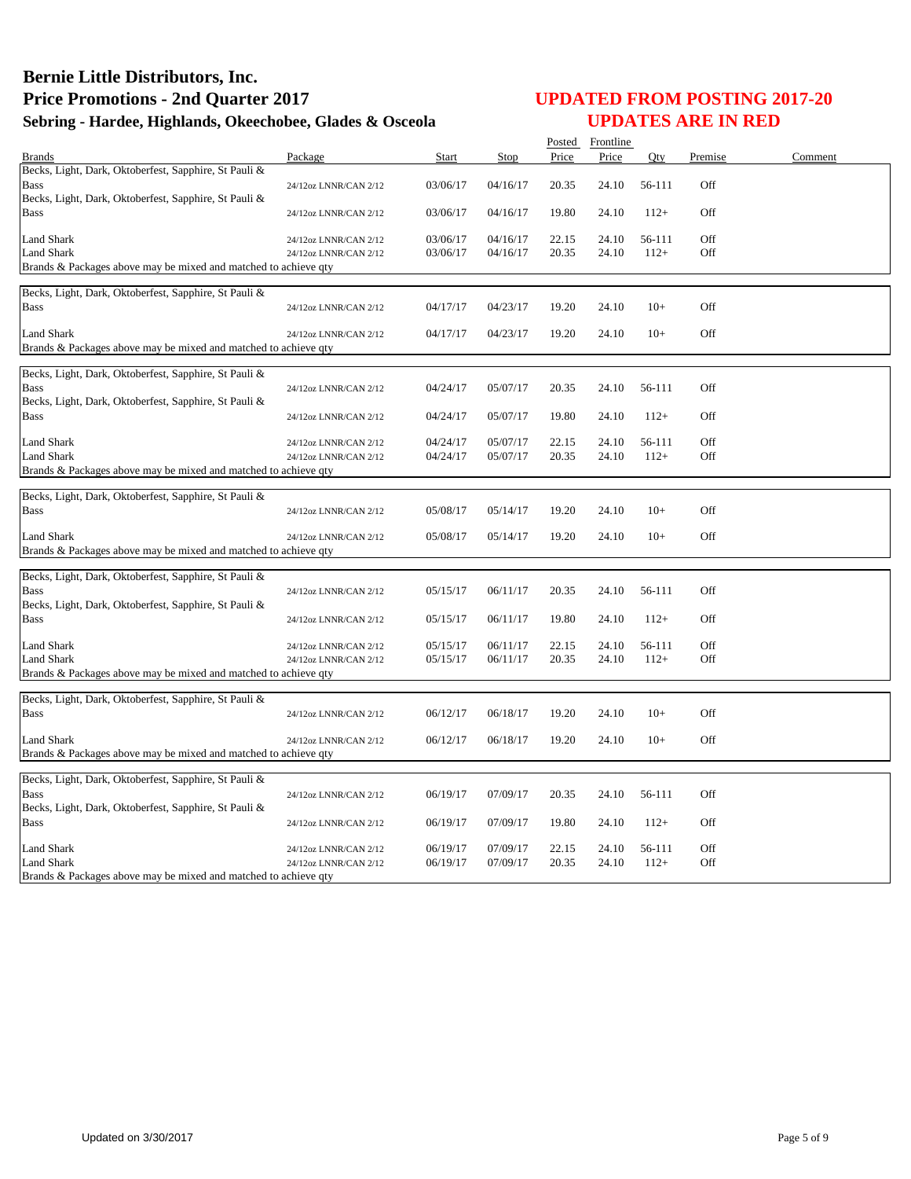# Bernie Little Distributors, Inc.
## Price Promotions - 2nd Quarter 2017
### Sebring - Hardee, Highlands, Okeechobee, Glades & Osceola

**UPDATED FROM POSTING 2017-20**
**UPDATES ARE IN RED**

| Brands | Package | Start | Stop | Posted Price | Frontline Price | Qty | Premise | Comment |
|---|---|---|---|---|---|---|---|---|
| Becks, Light, Dark, Oktoberfest, Sapphire, St Pauli & Bass | 24/12oz LNNR/CAN 2/12 | 03/06/17 | 04/16/17 | 20.35 | 24.10 | 56-111 | Off | |
| Becks, Light, Dark, Oktoberfest, Sapphire, St Pauli & Bass | 24/12oz LNNR/CAN 2/12 | 03/06/17 | 04/16/17 | 19.80 | 24.10 | 112+ | Off | |
| Land Shark | 24/12oz LNNR/CAN 2/12 | 03/06/17 | 04/16/17 | 22.15 | 24.10 | 56-111 | Off | |
| Land Shark | 24/12oz LNNR/CAN 2/12 | 03/06/17 | 04/16/17 | 20.35 | 24.10 | 112+ | Off | |
| Brands & Packages above may be mixed and matched to achieve qty | | | | | | | | |
| Becks, Light, Dark, Oktoberfest, Sapphire, St Pauli & Bass | 24/12oz LNNR/CAN 2/12 | 04/17/17 | 04/23/17 | 19.20 | 24.10 | 10+ | Off | |
| Land Shark | 24/12oz LNNR/CAN 2/12 | 04/17/17 | 04/23/17 | 19.20 | 24.10 | 10+ | Off | |
| Brands & Packages above may be mixed and matched to achieve qty | | | | | | | | |
| Becks, Light, Dark, Oktoberfest, Sapphire, St Pauli & Bass | 24/12oz LNNR/CAN 2/12 | 04/24/17 | 05/07/17 | 20.35 | 24.10 | 56-111 | Off | |
| Becks, Light, Dark, Oktoberfest, Sapphire, St Pauli & Bass | 24/12oz LNNR/CAN 2/12 | 04/24/17 | 05/07/17 | 19.80 | 24.10 | 112+ | Off | |
| Land Shark | 24/12oz LNNR/CAN 2/12 | 04/24/17 | 05/07/17 | 22.15 | 24.10 | 56-111 | Off | |
| Land Shark | 24/12oz LNNR/CAN 2/12 | 04/24/17 | 05/07/17 | 20.35 | 24.10 | 112+ | Off | |
| Brands & Packages above may be mixed and matched to achieve qty | | | | | | | | |
| Becks, Light, Dark, Oktoberfest, Sapphire, St Pauli & Bass | 24/12oz LNNR/CAN 2/12 | 05/08/17 | 05/14/17 | 19.20 | 24.10 | 10+ | Off | |
| Land Shark | 24/12oz LNNR/CAN 2/12 | 05/08/17 | 05/14/17 | 19.20 | 24.10 | 10+ | Off | |
| Brands & Packages above may be mixed and matched to achieve qty | | | | | | | | |
| Becks, Light, Dark, Oktoberfest, Sapphire, St Pauli & Bass | 24/12oz LNNR/CAN 2/12 | 05/15/17 | 06/11/17 | 20.35 | 24.10 | 56-111 | Off | |
| Becks, Light, Dark, Oktoberfest, Sapphire, St Pauli & Bass | 24/12oz LNNR/CAN 2/12 | 05/15/17 | 06/11/17 | 19.80 | 24.10 | 112+ | Off | |
| Land Shark | 24/12oz LNNR/CAN 2/12 | 05/15/17 | 06/11/17 | 22.15 | 24.10 | 56-111 | Off | |
| Land Shark | 24/12oz LNNR/CAN 2/12 | 05/15/17 | 06/11/17 | 20.35 | 24.10 | 112+ | Off | |
| Brands & Packages above may be mixed and matched to achieve qty | | | | | | | | |
| Becks, Light, Dark, Oktoberfest, Sapphire, St Pauli & Bass | 24/12oz LNNR/CAN 2/12 | 06/12/17 | 06/18/17 | 19.20 | 24.10 | 10+ | Off | |
| Land Shark | 24/12oz LNNR/CAN 2/12 | 06/12/17 | 06/18/17 | 19.20 | 24.10 | 10+ | Off | |
| Brands & Packages above may be mixed and matched to achieve qty | | | | | | | | |
| Becks, Light, Dark, Oktoberfest, Sapphire, St Pauli & Bass | 24/12oz LNNR/CAN 2/12 | 06/19/17 | 07/09/17 | 20.35 | 24.10 | 56-111 | Off | |
| Becks, Light, Dark, Oktoberfest, Sapphire, St Pauli & Bass | 24/12oz LNNR/CAN 2/12 | 06/19/17 | 07/09/17 | 19.80 | 24.10 | 112+ | Off | |
| Land Shark | 24/12oz LNNR/CAN 2/12 | 06/19/17 | 07/09/17 | 22.15 | 24.10 | 56-111 | Off | |
| Land Shark | 24/12oz LNNR/CAN 2/12 | 06/19/17 | 07/09/17 | 20.35 | 24.10 | 112+ | Off | |
| Brands & Packages above may be mixed and matched to achieve qty | | | | | | | | |

Updated on 3/30/2017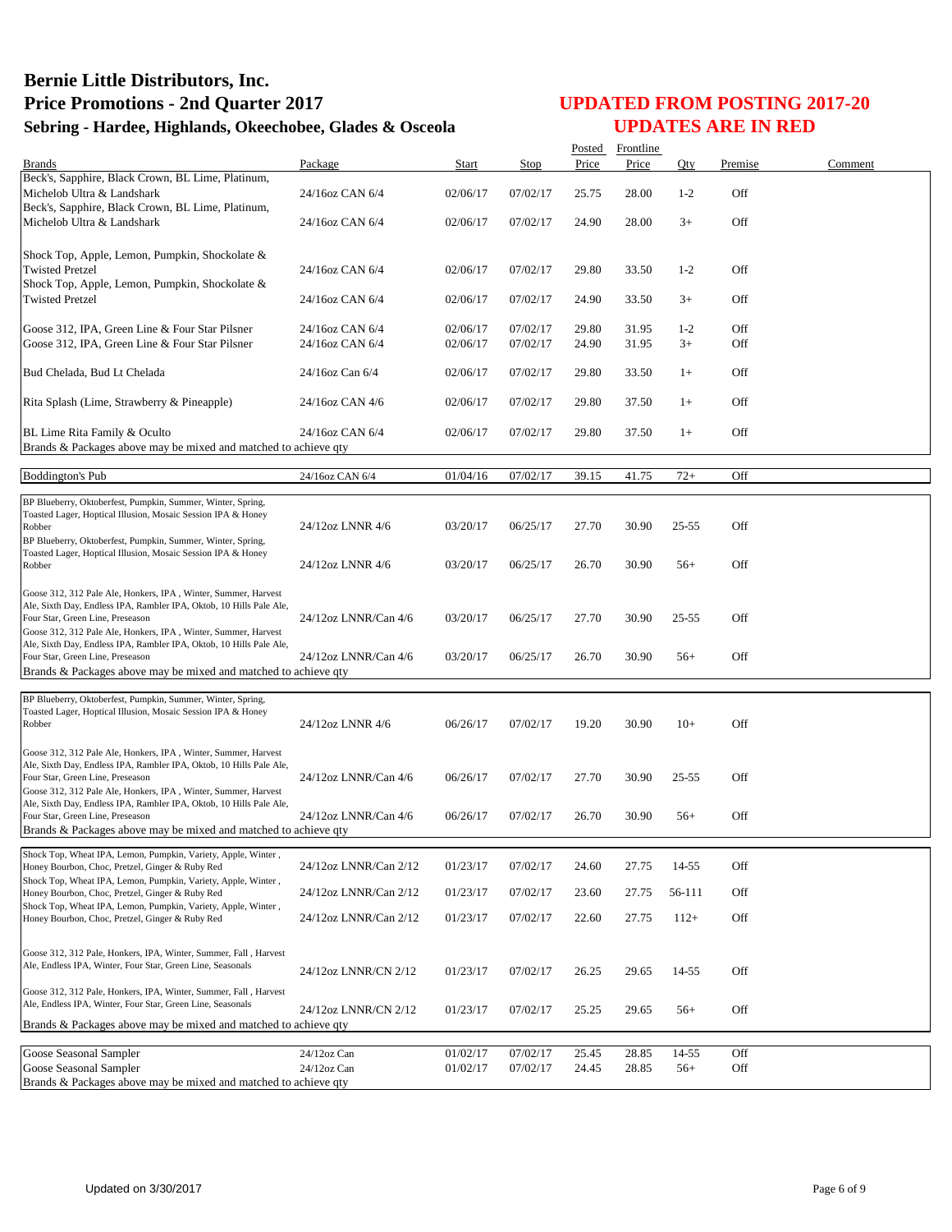# Bernie Little Distributors, Inc.
# Price Promotions - 2nd Quarter 2017
## Sebring - Hardee, Highlands, Okeechobee, Glades & Osceola

## UPDATED FROM POSTING 2017-20
## UPDATES ARE IN RED

| Brands | Package | Start | Stop | Posted Price | Frontline Price | Qty | Premise | Comment |
|---|---|---|---|---|---|---|---|---|
| Beck's, Sapphire, Black Crown, BL Lime, Platinum, Michelob Ultra & Landshark | 24/16oz CAN 6/4 | 02/06/17 | 07/02/17 | 25.75 | 28.00 | 1-2 | Off | |
| Beck's, Sapphire, Black Crown, BL Lime, Platinum, Michelob Ultra & Landshark | 24/16oz CAN 6/4 | 02/06/17 | 07/02/17 | 24.90 | 28.00 | 3+ | Off | |
| Shock Top, Apple, Lemon, Pumpkin, Shockolate & Twisted Pretzel | 24/16oz CAN 6/4 | 02/06/17 | 07/02/17 | 29.80 | 33.50 | 1-2 | Off | |
| Shock Top, Apple, Lemon, Pumpkin, Shockolate & Twisted Pretzel | 24/16oz CAN 6/4 | 02/06/17 | 07/02/17 | 24.90 | 33.50 | 3+ | Off | |
| Goose 312, IPA, Green Line & Four Star Pilsner | 24/16oz CAN 6/4 | 02/06/17 | 07/02/17 | 29.80 | 31.95 | 1-2 | Off | |
| Goose 312, IPA, Green Line & Four Star Pilsner | 24/16oz CAN 6/4 | 02/06/17 | 07/02/17 | 24.90 | 31.95 | 3+ | Off | |
| Bud Chelada, Bud Lt Chelada | 24/16oz Can 6/4 | 02/06/17 | 07/02/17 | 29.80 | 33.50 | 1+ | Off | |
| Rita Splash (Lime, Strawberry & Pineapple) | 24/16oz CAN 4/6 | 02/06/17 | 07/02/17 | 29.80 | 37.50 | 1+ | Off | |
| BL Lime Rita Family & Oculto | 24/16oz CAN 6/4 | 02/06/17 | 07/02/17 | 29.80 | 37.50 | 1+ | Off | |
| Brands & Packages above may be mixed and matched to achieve qty | | | | | | | | |
| Boddington's Pub | 24/16oz CAN 6/4 | 01/04/16 | 07/02/17 | 39.15 | 41.75 | 72+ | Off | |
| BP Blueberry, Oktoberfest, Pumpkin, Summer, Winter, Spring, Toasted Lager, Hoptical Illusion, Mosaic Session IPA & Honey Robber | 24/12oz LNNR 4/6 | 03/20/17 | 06/25/17 | 27.70 | 30.90 | 25-55 | Off | |
| BP Blueberry, Oktoberfest, Pumpkin, Summer, Winter, Spring, Toasted Lager, Hoptical Illusion, Mosaic Session IPA & Honey Robber | 24/12oz LNNR 4/6 | 03/20/17 | 06/25/17 | 26.70 | 30.90 | 56+ | Off | |
| Goose 312, 312 Pale Ale, Honkers, IPA , Winter, Summer, Harvest Ale, Sixth Day, Endless IPA, Rambler IPA, Oktob, 10 Hills Pale Ale, Four Star, Green Line, Preseason | 24/12oz LNNR/Can 4/6 | 03/20/17 | 06/25/17 | 27.70 | 30.90 | 25-55 | Off | |
| Goose 312, 312 Pale Ale, Honkers, IPA , Winter, Summer, Harvest Ale, Sixth Day, Endless IPA, Rambler IPA, Oktob, 10 Hills Pale Ale, Four Star, Green Line, Preseason | 24/12oz LNNR/Can 4/6 | 03/20/17 | 06/25/17 | 26.70 | 30.90 | 56+ | Off | |
| Brands & Packages above may be mixed and matched to achieve qty | | | | | | | | |
| BP Blueberry, Oktoberfest, Pumpkin, Summer, Winter, Spring, Toasted Lager, Hoptical Illusion, Mosaic Session IPA & Honey Robber | 24/12oz LNNR 4/6 | 06/26/17 | 07/02/17 | 19.20 | 30.90 | 10+ | Off | |
| Goose 312, 312 Pale Ale, Honkers, IPA , Winter, Summer, Harvest Ale, Sixth Day, Endless IPA, Rambler IPA, Oktob, 10 Hills Pale Ale, Four Star, Green Line, Preseason | 24/12oz LNNR/Can 4/6 | 06/26/17 | 07/02/17 | 27.70 | 30.90 | 25-55 | Off | |
| Goose 312, 312 Pale Ale, Honkers, IPA , Winter, Summer, Harvest Ale, Sixth Day, Endless IPA, Rambler IPA, Oktob, 10 Hills Pale Ale, Four Star, Green Line, Preseason | 24/12oz LNNR/Can 4/6 | 06/26/17 | 07/02/17 | 26.70 | 30.90 | 56+ | Off | |
| Brands & Packages above may be mixed and matched to achieve qty | | | | | | | | |
| Shock Top, Wheat IPA, Lemon, Pumpkin, Variety, Apple, Winter , Honey Bourbon, Choc, Pretzel, Ginger & Ruby Red | 24/12oz LNNR/Can 2/12 | 01/23/17 | 07/02/17 | 24.60 | 27.75 | 14-55 | Off | |
| Shock Top, Wheat IPA, Lemon, Pumpkin, Variety, Apple, Winter , Honey Bourbon, Choc, Pretzel, Ginger & Ruby Red | 24/12oz LNNR/Can 2/12 | 01/23/17 | 07/02/17 | 23.60 | 27.75 | 56-111 | Off | |
| Shock Top, Wheat IPA, Lemon, Pumpkin, Variety, Apple, Winter , Honey Bourbon, Choc, Pretzel, Ginger & Ruby Red | 24/12oz LNNR/Can 2/12 | 01/23/17 | 07/02/17 | 22.60 | 27.75 | 112+ | Off | |
| Goose 312, 312 Pale, Honkers, IPA, Winter, Summer, Fall , Harvest Ale, Endless IPA, Winter, Four Star, Green Line, Seasonals | 24/12oz LNNR/CN 2/12 | 01/23/17 | 07/02/17 | 26.25 | 29.65 | 14-55 | Off | |
| Goose 312, 312 Pale, Honkers, IPA, Winter, Summer, Fall , Harvest Ale, Endless IPA, Winter, Four Star, Green Line, Seasonals | 24/12oz LNNR/CN 2/12 | 01/23/17 | 07/02/17 | 25.25 | 29.65 | 56+ | Off | |
| Brands & Packages above may be mixed and matched to achieve qty | | | | | | | | |
| Goose Seasonal Sampler | 24/12oz Can | 01/02/17 | 07/02/17 | 25.45 | 28.85 | 14-55 | Off | |
| Goose Seasonal Sampler | 24/12oz Can | 01/02/17 | 07/02/17 | 24.45 | 28.85 | 56+ | Off | |
| Brands & Packages above may be mixed and matched to achieve qty | | | | | | | | |

Updated on 3/30/2017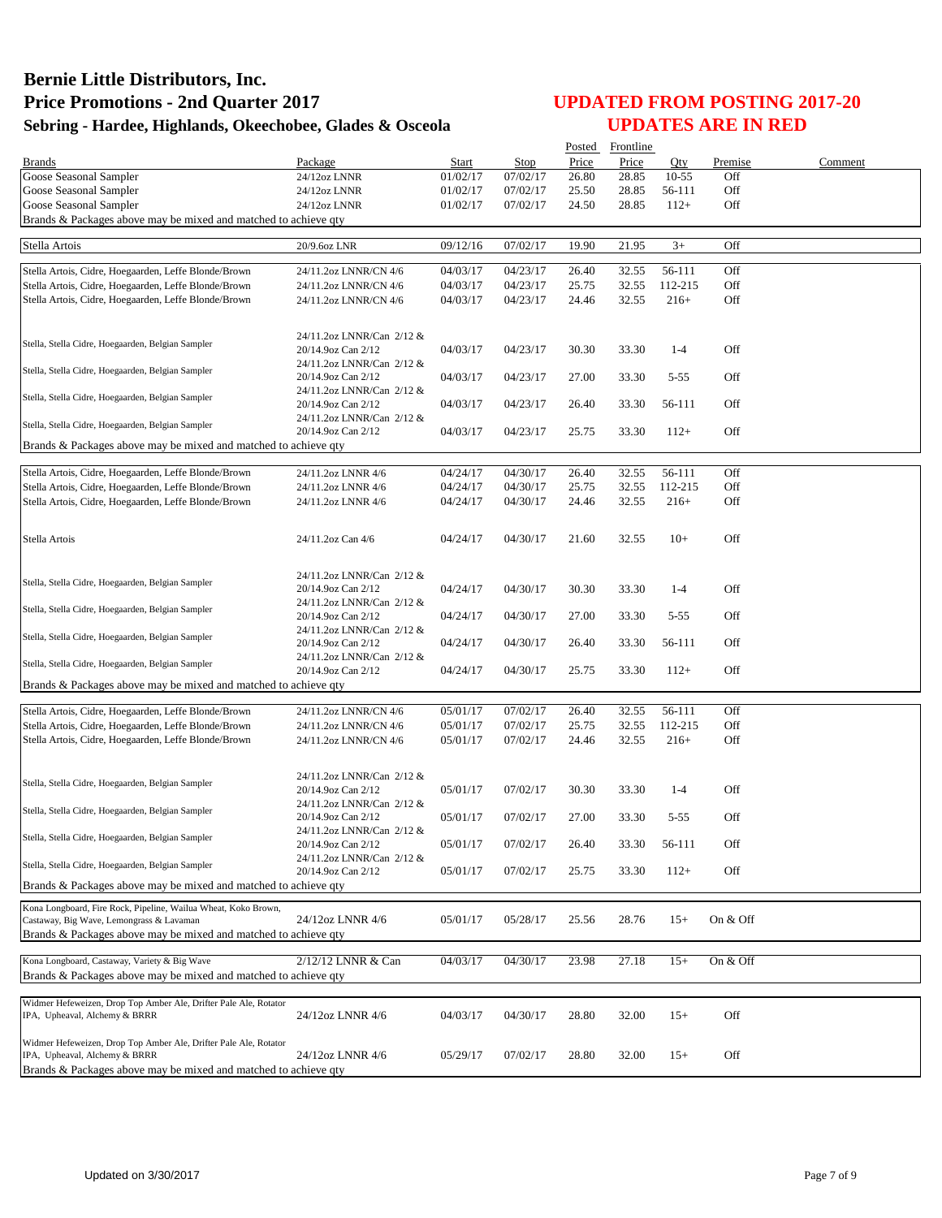# Bernie Little Distributors, Inc.
# Price Promotions - 2nd Quarter 2017
## Sebring - Hardee, Highlands, Okeechobee, Glades & Osceola

## UPDATED FROM POSTING 2017-20
## UPDATES ARE IN RED

| Brands | Package | Start | Stop | Posted Price | Frontline Price | Qty | Premise | Comment |
|---|---|---|---|---|---|---|---|---|
| Goose Seasonal Sampler | 24/12oz LNNR | 01/02/17 | 07/02/17 | 26.80 | 28.85 | 10-55 | Off | |
| Goose Seasonal Sampler | 24/12oz LNNR | 01/02/17 | 07/02/17 | 25.50 | 28.85 | 56-111 | Off | |
| Goose Seasonal Sampler | 24/12oz LNNR | 01/02/17 | 07/02/17 | 24.50 | 28.85 | 112+ | Off | |
| Brands & Packages above may be mixed and matched to achieve qty | | | | | | | | |
| Stella Artois | 20/9.6oz LNR | 09/12/16 | 07/02/17 | 19.90 | 21.95 | 3+ | Off | |
| Stella Artois, Cidre, Hoegaarden, Leffe Blonde/Brown | 24/11.2oz LNNR/CN 4/6 | 04/03/17 | 04/23/17 | 26.40 | 32.55 | 56-111 | Off | |
| Stella Artois, Cidre, Hoegaarden, Leffe Blonde/Brown | 24/11.2oz LNNR/CN 4/6 | 04/03/17 | 04/23/17 | 25.75 | 32.55 | 112-215 | Off | |
| Stella Artois, Cidre, Hoegaarden, Leffe Blonde/Brown | 24/11.2oz LNNR/CN 4/6 | 04/03/17 | 04/23/17 | 24.46 | 32.55 | 216+ | Off | |
| Stella, Stella Cidre, Hoegaarden, Belgian Sampler | 24/11.2oz LNNR/Can 2/12 & 20/14.9oz Can 2/12 | 04/03/17 | 04/23/17 | 30.30 | 33.30 | 1-4 | Off | |
| Stella, Stella Cidre, Hoegaarden, Belgian Sampler | 24/11.2oz LNNR/Can 2/12 & 20/14.9oz Can 2/12 | 04/03/17 | 04/23/17 | 27.00 | 33.30 | 5-55 | Off | |
| Stella, Stella Cidre, Hoegaarden, Belgian Sampler | 24/11.2oz LNNR/Can 2/12 & 20/14.9oz Can 2/12 | 04/03/17 | 04/23/17 | 26.40 | 33.30 | 56-111 | Off | |
| Stella, Stella Cidre, Hoegaarden, Belgian Sampler | 24/11.2oz LNNR/Can 2/12 & 20/14.9oz Can 2/12 | 04/03/17 | 04/23/17 | 25.75 | 33.30 | 112+ | Off | |
| Brands & Packages above may be mixed and matched to achieve qty | | | | | | | | |
| Stella Artois, Cidre, Hoegaarden, Leffe Blonde/Brown | 24/11.2oz LNNR 4/6 | 04/24/17 | 04/30/17 | 26.40 | 32.55 | 56-111 | Off | |
| Stella Artois, Cidre, Hoegaarden, Leffe Blonde/Brown | 24/11.2oz LNNR 4/6 | 04/24/17 | 04/30/17 | 25.75 | 32.55 | 112-215 | Off | |
| Stella Artois, Cidre, Hoegaarden, Leffe Blonde/Brown | 24/11.2oz LNNR 4/6 | 04/24/17 | 04/30/17 | 24.46 | 32.55 | 216+ | Off | |
| Stella Artois | 24/11.2oz Can 4/6 | 04/24/17 | 04/30/17 | 21.60 | 32.55 | 10+ | Off | |
| Stella, Stella Cidre, Hoegaarden, Belgian Sampler | 24/11.2oz LNNR/Can 2/12 & 20/14.9oz Can 2/12 | 04/24/17 | 04/30/17 | 30.30 | 33.30 | 1-4 | Off | |
| Stella, Stella Cidre, Hoegaarden, Belgian Sampler | 24/11.2oz LNNR/Can 2/12 & 20/14.9oz Can 2/12 | 04/24/17 | 04/30/17 | 27.00 | 33.30 | 5-55 | Off | |
| Stella, Stella Cidre, Hoegaarden, Belgian Sampler | 24/11.2oz LNNR/Can 2/12 & 20/14.9oz Can 2/12 | 04/24/17 | 04/30/17 | 26.40 | 33.30 | 56-111 | Off | |
| Stella, Stella Cidre, Hoegaarden, Belgian Sampler | 24/11.2oz LNNR/Can 2/12 & 20/14.9oz Can 2/12 | 04/24/17 | 04/30/17 | 25.75 | 33.30 | 112+ | Off | |
| Brands & Packages above may be mixed and matched to achieve qty | | | | | | | | |
| Stella Artois, Cidre, Hoegaarden, Leffe Blonde/Brown | 24/11.2oz LNNR/CN 4/6 | 05/01/17 | 07/02/17 | 26.40 | 32.55 | 56-111 | Off | |
| Stella Artois, Cidre, Hoegaarden, Leffe Blonde/Brown | 24/11.2oz LNNR/CN 4/6 | 05/01/17 | 07/02/17 | 25.75 | 32.55 | 112-215 | Off | |
| Stella Artois, Cidre, Hoegaarden, Leffe Blonde/Brown | 24/11.2oz LNNR/CN 4/6 | 05/01/17 | 07/02/17 | 24.46 | 32.55 | 216+ | Off | |
| Stella, Stella Cidre, Hoegaarden, Belgian Sampler | 24/11.2oz LNNR/Can 2/12 & 20/14.9oz Can 2/12 | 05/01/17 | 07/02/17 | 30.30 | 33.30 | 1-4 | Off | |
| Stella, Stella Cidre, Hoegaarden, Belgian Sampler | 24/11.2oz LNNR/Can 2/12 & 20/14.9oz Can 2/12 | 05/01/17 | 07/02/17 | 27.00 | 33.30 | 5-55 | Off | |
| Stella, Stella Cidre, Hoegaarden, Belgian Sampler | 24/11.2oz LNNR/Can 2/12 & 20/14.9oz Can 2/12 | 05/01/17 | 07/02/17 | 26.40 | 33.30 | 56-111 | Off | |
| Stella, Stella Cidre, Hoegaarden, Belgian Sampler | 24/11.2oz LNNR/Can 2/12 & 20/14.9oz Can 2/12 | 05/01/17 | 07/02/17 | 25.75 | 33.30 | 112+ | Off | |
| Brands & Packages above may be mixed and matched to achieve qty | | | | | | | | |
| Kona Longboard, Fire Rock, Pipeline, Wailua Wheat, Koko Brown, Castaway, Big Wave, Lemongrass & Lavaman | 24/12oz LNNR 4/6 | 05/01/17 | 05/28/17 | 25.56 | 28.76 | 15+ | On & Off | |
| Brands & Packages above may be mixed and matched to achieve qty | | | | | | | | |
| Kona Longboard, Castaway, Variety & Big Wave | 2/12/12 LNNR & Can | 04/03/17 | 04/30/17 | 23.98 | 27.18 | 15+ | On & Off | |
| Brands & Packages above may be mixed and matched to achieve qty | | | | | | | | |
| Widmer Hefeweizen, Drop Top Amber Ale, Drifter Pale Ale, Rotator IPA, Upheaval, Alchemy & BRRR | 24/12oz LNNR 4/6 | 04/03/17 | 04/30/17 | 28.80 | 32.00 | 15+ | Off | |
| Widmer Hefeweizen, Drop Top Amber Ale, Drifter Pale Ale, Rotator IPA, Upheaval, Alchemy & BRRR | 24/12oz LNNR 4/6 | 05/29/17 | 07/02/17 | 28.80 | 32.00 | 15+ | Off | |
| Brands & Packages above may be mixed and matched to achieve qty | | | | | | | | |

Updated on 3/30/2017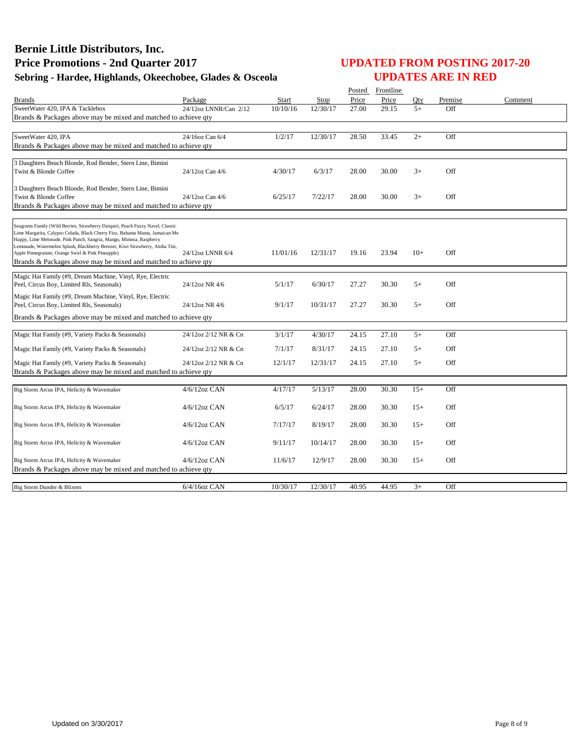# Bernie Little Distributors, Inc.
# Price Promotions - 2nd Quarter 2017
## Sebring - Hardee, Highlands, Okeechobee, Glades & Osceola

## UPDATED FROM POSTING 2017-20
## UPDATES ARE IN RED

| Brands | Package | Start | Stop | Posted Price | Frontline Price | Qty | Premise | Comment |
|---|---|---|---|---|---|---|---|---|
| SweetWater 420, IPA & Tacklebox | 24/12oz LNNR/Can 2/12 | 10/10/16 | 12/30/17 | 27.00 | 29.15 | 5+ | Off | |
| Brands & Packages above may be mixed and matched to achieve qty | | | | | | | | |
| SweetWater 420, IPA | 24/16oz Can 6/4 | 1/2/17 | 12/30/17 | 28.50 | 33.45 | 2+ | Off | |
| Brands & Packages above may be mixed and matched to achieve qty | | | | | | | | |
| 3 Daughters Beach Blonde, Rod Bender, Stern Line, Bimini Twist & Blonde Coffee | 24/12oz Can 4/6 | 4/30/17 | 6/3/17 | 28.00 | 30.00 | 3+ | Off | |
| 3 Daughters Beach Blonde, Rod Bender, Stern Line, Bimini Twist & Blonde Coffee | 24/12oz Can 4/6 | 6/25/17 | 7/22/17 | 28.00 | 30.00 | 3+ | Off | |
| Brands & Packages above may be mixed and matched to achieve qty | | | | | | | | |
| Seagrams Family (Wild Berries, Strawberry Daiquiri, Peach Fuzzy Navel, Classic Lime Margarita, Calypso Colada, Black Cherry Fizz, Bahama Mama, Jamaican Me Happy, Lime Melonade, Pink Punch, Sangria, Mango, Mimosa, Raspberry Lemonade, Watermelon Splash, Blackberry Breezer, Kiwi Strawberry, Aloha Tini, Apple Pomegranate, Orange Swirl & Pink Pineapple) | 24/12oz LNNR 6/4 | 11/01/16 | 12/31/17 | 19.16 | 23.94 | 10+ | Off | |
| Brands & Packages above may be mixed and matched to achieve qty | | | | | | | | |
| Magic Hat Family (#9, Dream Machine, Vinyl, Rye, Electric Peel, Circus Boy, Limited Rls, Seasonals) | 24/12oz NR 4/6 | 5/1/17 | 6/30/17 | 27.27 | 30.30 | 5+ | Off | |
| Magic Hat Family (#9, Dream Machine, Vinyl, Rye, Electric Peel, Circus Boy, Limited Rls, Seasonals) | 24/12oz NR 4/6 | 9/1/17 | 10/31/17 | 27.27 | 30.30 | 5+ | Off | |
| Brands & Packages above may be mixed and matched to achieve qty | | | | | | | | |
| Magic Hat Family (#9, Variety Packs & Seasonals) | 24/12oz 2/12 NR & Cn | 3/1/17 | 4/30/17 | 24.15 | 27.10 | 5+ | Off | |
| Magic Hat Family (#9, Variety Packs & Seasonals) | 24/12oz 2/12 NR & Cn | 7/1/17 | 8/31/17 | 24.15 | 27.10 | 5+ | Off | |
| Magic Hat Family (#9, Variety Packs & Seasonals) | 24/12oz 2/12 NR & Cn | 12/1/17 | 12/31/17 | 24.15 | 27.10 | 5+ | Off | |
| Brands & Packages above may be mixed and matched to achieve qty | | | | | | | | |
| Big Storm Arcus IPA, Helicity & Wavemaker | 4/6/12oz CAN | 4/17/17 | 5/13/17 | 28.00 | 30.30 | 15+ | Off | |
| Big Storm Arcus IPA, Helicity & Wavemaker | 4/6/12oz CAN | 6/5/17 | 6/24/17 | 28.00 | 30.30 | 15+ | Off | |
| Big Storm Arcus IPA, Helicity & Wavemaker | 4/6/12oz CAN | 7/17/17 | 8/19/17 | 28.00 | 30.30 | 15+ | Off | |
| Big Storm Arcus IPA, Helicity & Wavemaker | 4/6/12oz CAN | 9/11/17 | 10/14/17 | 28.00 | 30.30 | 15+ | Off | |
| Big Storm Arcus IPA, Helicity & Wavemaker | 4/6/12oz CAN | 11/6/17 | 12/9/17 | 28.00 | 30.30 | 15+ | Off | |
| Brands & Packages above may be mixed and matched to achieve qty | | | | | | | | |
| Big Storm Dunder & Blixem | 6/4/16oz CAN | 10/30/17 | 12/30/17 | 40.95 | 44.95 | 3+ | Off | |

Updated on 3/30/2017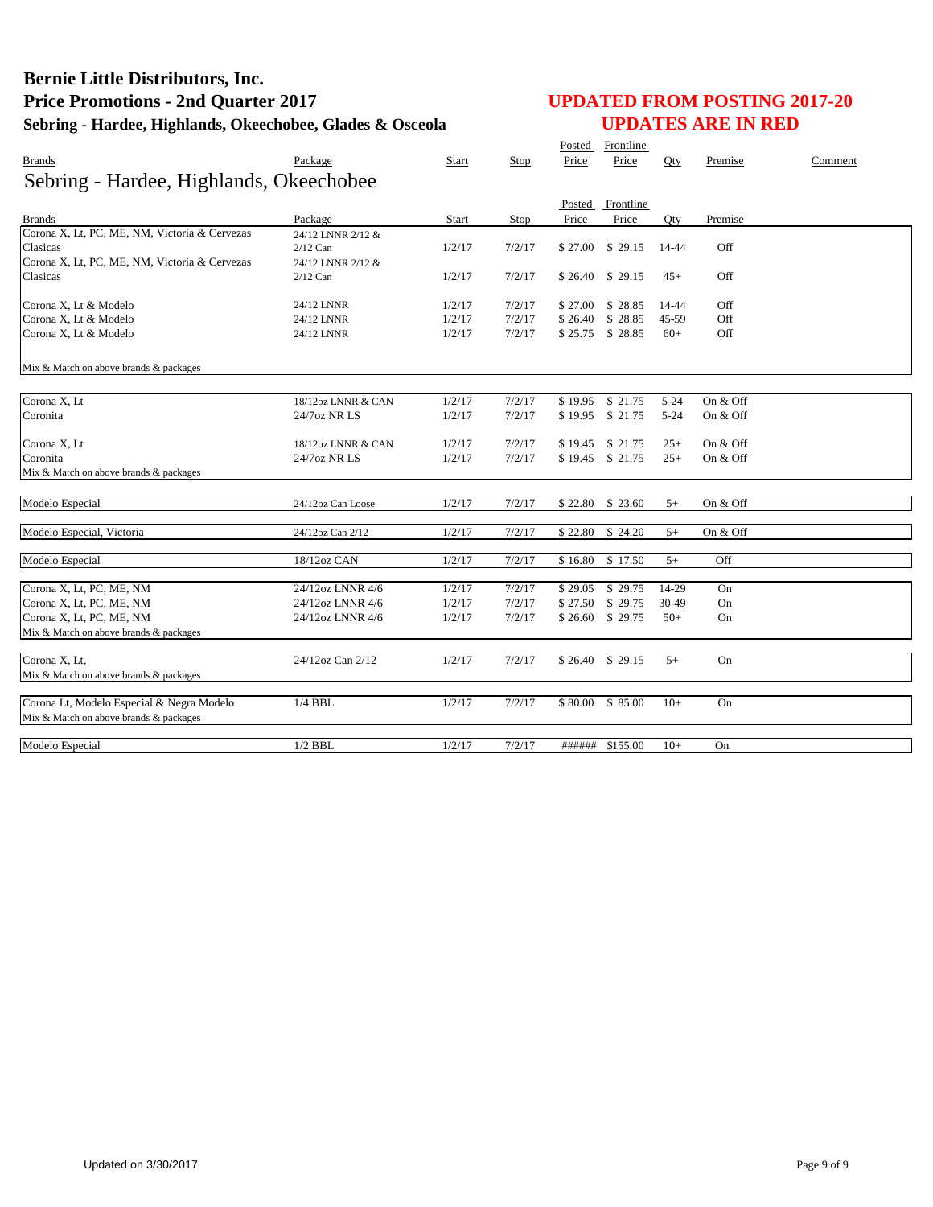# Bernie Little Distributors, Inc.
# Price Promotions - 2nd Quarter 2017
## Sebring - Hardee, Highlands, Okeechobee, Glades & Osceola

## UPDATED FROM POSTING 2017-20
## UPDATES ARE IN RED

| Brands | Package | Start | Stop | Posted Price | Frontline Price | Qty | Premise | Comment |
|---|---|---|---|---|---|---|---|---|

## Sebring - Hardee, Highlands, Okeechobee

| Brands | Package | Start | Stop | Posted Price | Frontline Price | Qty | Premise |
|---|---|---|---|---|---|---|---|
| Corona X, Lt, PC, ME, NM, Victoria & Cervezas Clasicas | 24/12 LNNR 2/12 & 2/12 Can | 1/2/17 | 7/2/17 | $ 27.00 | $ 29.15 | 14-44 | Off |
| Corona X, Lt, PC, ME, NM, Victoria & Cervezas Clasicas | 24/12 LNNR 2/12 & 2/12 Can | 1/2/17 | 7/2/17 | $ 26.40 | $ 29.15 | 45+ | Off |
| Corona X, Lt & Modelo | 24/12 LNNR | 1/2/17 | 7/2/17 | $ 27.00 | $ 28.85 | 14-44 | Off |
| Corona X, Lt & Modelo | 24/12 LNNR | 1/2/17 | 7/2/17 | $ 26.40 | $ 28.85 | 45-59 | Off |
| Corona X, Lt & Modelo | 24/12 LNNR | 1/2/17 | 7/2/17 | $ 25.75 | $ 28.85 | 60+ | Off |
| Mix & Match on above brands & packages | | | | | | | |
| Corona X, Lt | 18/12oz LNNR & CAN | 1/2/17 | 7/2/17 | $ 19.95 | $ 21.75 | 5-24 | On & Off |
| Coronita | 24/7oz NR LS | 1/2/17 | 7/2/17 | $ 19.95 | $ 21.75 | 5-24 | On & Off |
| Corona X, Lt | 18/12oz LNNR & CAN | 1/2/17 | 7/2/17 | $ 19.45 | $ 21.75 | 25+ | On & Off |
| Coronita | 24/7oz NR LS | 1/2/17 | 7/2/17 | $ 19.45 | $ 21.75 | 25+ | On & Off |
| Mix & Match on above brands & packages | | | | | | | |
| Modelo Especial | 24/12oz Can Loose | 1/2/17 | 7/2/17 | $ 22.80 | $ 23.60 | 5+ | On & Off |
| Modelo Especial, Victoria | 24/12oz Can 2/12 | 1/2/17 | 7/2/17 | $ 22.80 | $ 24.20 | 5+ | On & Off |
| Modelo Especial | 18/12oz CAN | 1/2/17 | 7/2/17 | $ 16.80 | $ 17.50 | 5+ | Off |
| Corona X, Lt, PC, ME, NM | 24/12oz LNNR 4/6 | 1/2/17 | 7/2/17 | $ 29.05 | $ 29.75 | 14-29 | On |
| Corona X, Lt, PC, ME, NM | 24/12oz LNNR 4/6 | 1/2/17 | 7/2/17 | $ 27.50 | $ 29.75 | 30-49 | On |
| Corona X, Lt, PC, ME, NM | 24/12oz LNNR 4/6 | 1/2/17 | 7/2/17 | $ 26.60 | $ 29.75 | 50+ | On |
| Mix & Match on above brands & packages | | | | | | | |
| Corona X, Lt, | 24/12oz Can 2/12 | 1/2/17 | 7/2/17 | $ 26.40 | $ 29.15 | 5+ | On |
| Mix & Match on above brands & packages | | | | | | | |
| Corona Lt, Modelo Especial & Negra Modelo | 1/4 BBL | 1/2/17 | 7/2/17 | $ 80.00 | $ 85.00 | 10+ | On |
| Mix & Match on above brands & packages | | | | | | | |
| Modelo Especial | 1/2 BBL | 1/2/17 | 7/2/17 | ###### | $155.00 | 10+ | On |

Updated on 3/30/2017